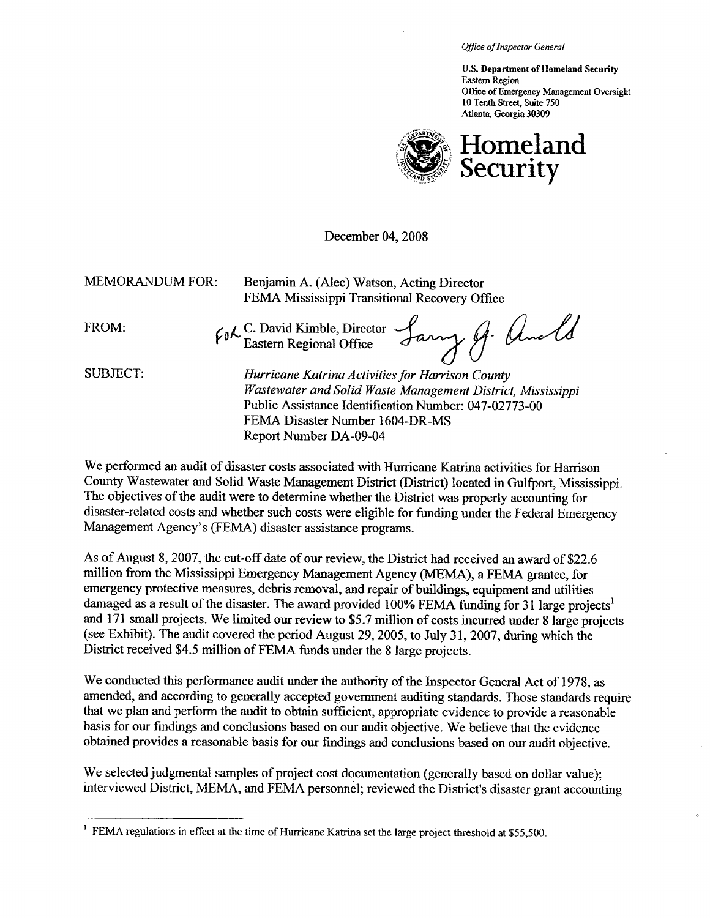*Office of Inspector General*

**U.S. Department of Homeland Security**
Eastern Region
Office of Emergency Management Oversight
10 Tenth Street, Suite 750
Atlanta, Georgia 30309

# Homeland Security

December 04, 2008

MEMORANDUM FOR: Benjamin A. (Alec) Watson, Acting Director
FEMA Mississippi Transitional Recovery Office

FROM: FOR C. David Kimble, Director
Eastern Regional Office

SUBJECT: *Hurricane Katrina Activities for Harrison County Wastewater and Solid Waste Management District, Mississippi*
Public Assistance Identification Number: 047-02773-00
FEMA Disaster Number 1604-DR-MS
Report Number DA-09-04

We performed an audit of disaster costs associated with Hurricane Katrina activities for Harrison County Wastewater and Solid Waste Management District (District) located in Gulfport, Mississippi. The objectives of the audit were to determine whether the District was properly accounting for disaster-related costs and whether such costs were eligible for funding under the Federal Emergency Management Agency's (FEMA) disaster assistance programs.

As of August 8, 2007, the cut-off date of our review, the District had received an award of $22.6 million from the Mississippi Emergency Management Agency (MEMA), a FEMA grantee, for emergency protective measures, debris removal, and repair of buildings, equipment and utilities damaged as a result of the disaster. The award provided 100% FEMA funding for 31 large projects[1] and 171 small projects. We limited our review to $5.7 million of costs incurred under 8 large projects (see Exhibit). The audit covered the period August 29, 2005, to July 31, 2007, during which the District received $4.5 million of FEMA funds under the 8 large projects.

We conducted this performance audit under the authority of the Inspector General Act of 1978, as amended, and according to generally accepted government auditing standards. Those standards require that we plan and perform the audit to obtain sufficient, appropriate evidence to provide a reasonable basis for our findings and conclusions based on our audit objective. We believe that the evidence obtained provides a reasonable basis for our findings and conclusions based on our audit objective.

We selected judgmental samples of project cost documentation (generally based on dollar value); interviewed District, MEMA, and FEMA personnel; reviewed the District's disaster grant accounting

[1] FEMA regulations in effect at the time of Hurricane Katrina set the large project threshold at $55,500.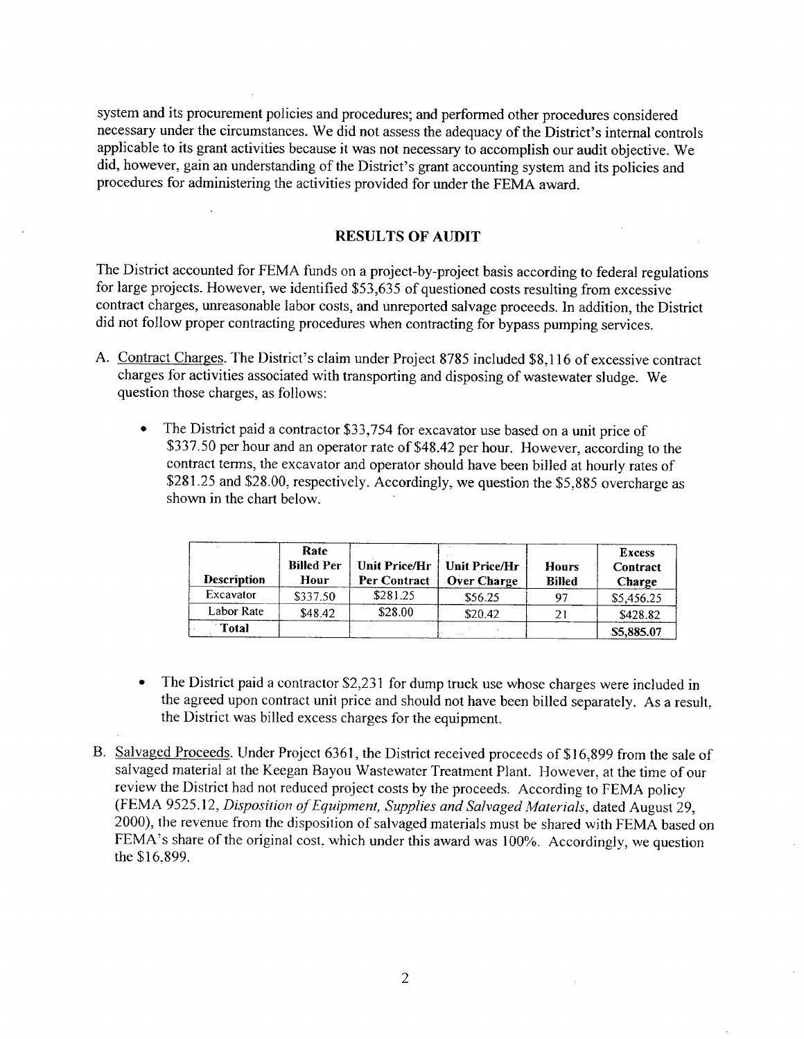system and its procurement policies and procedures; and performed other procedures considered necessary under the circumstances. We did not assess the adequacy of the District's internal controls applicable to its grant activities because it was not necessary to accomplish our audit objective. We did, however, gain an understanding of the District's grant accounting system and its policies and procedures for administering the activities provided for under the FEMA award.

## RESULTS OF AUDIT

The District accounted for FEMA funds on a project-by-project basis according to federal regulations for large projects. However, we identified $53,635 of questioned costs resulting from excessive contract charges, unreasonable labor costs, and unreported salvage proceeds. In addition, the District did not follow proper contracting procedures when contracting for bypass pumping services.

A. Contract Charges. The District's claim under Project 8785 included $8,116 of excessive contract charges for activities associated with transporting and disposing of wastewater sludge. We question those charges, as follows:

   - The District paid a contractor $33,754 for excavator use based on a unit price of $337.50 per hour and an operator rate of $48.42 per hour. However, according to the contract terms, the excavator and operator should have been billed at hourly rates of $281.25 and $28.00, respectively. Accordingly, we question the $5,885 overcharge as shown in the chart below.

| Description | Rate Billed Per Hour | Unit Price/Hr Per Contract | Unit Price/Hr Over Charge | Hours Billed | Excess Contract Charge |
|---|---|---|---|---|---|
| Excavator | $337.50 | $281.25 | $56.25 | 97 | $5,456.25 |
| Labor Rate | $48.42 | $28.00 | $20.42 | 21 | $428.82 |
| Total | | | | | $5,885.07 |

   - The District paid a contractor $2,231 for dump truck use whose charges were included in the agreed upon contract unit price and should not have been billed separately. As a result, the District was billed excess charges for the equipment.

B. Salvaged Proceeds. Under Project 6361, the District received proceeds of $16,899 from the sale of salvaged material at the Keegan Bayou Wastewater Treatment Plant. However, at the time of our review the District had not reduced project costs by the proceeds. According to FEMA policy (FEMA 9525.12, *Disposition of Equipment, Supplies and Salvaged Materials*, dated August 29, 2000), the revenue from the disposition of salvaged materials must be shared with FEMA based on FEMA's share of the original cost, which under this award was 100%. Accordingly, we question the $16,899.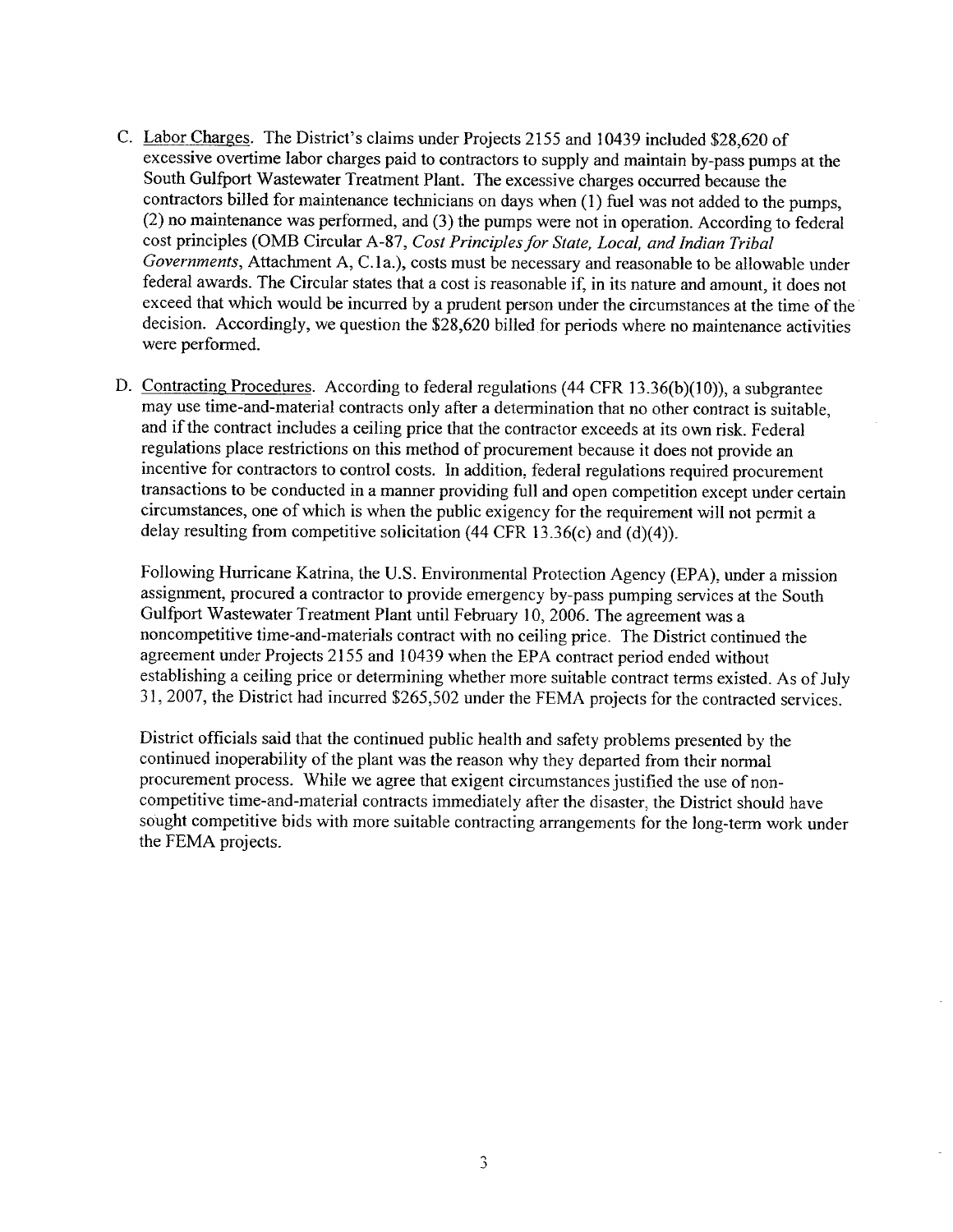C. <u>Labor Charges</u>. The District's claims under Projects 2155 and 10439 included $28,620 of excessive overtime labor charges paid to contractors to supply and maintain by-pass pumps at the South Gulfport Wastewater Treatment Plant. The excessive charges occurred because the contractors billed for maintenance technicians on days when (1) fuel was not added to the pumps, (2) no maintenance was performed, and (3) the pumps were not in operation. According to federal cost principles (OMB Circular A-87, *Cost Principles for State, Local, and Indian Tribal Governments*, Attachment A, C.1a.), costs must be necessary and reasonable to be allowable under federal awards. The Circular states that a cost is reasonable if, in its nature and amount, it does not exceed that which would be incurred by a prudent person under the circumstances at the time of the decision. Accordingly, we question the $28,620 billed for periods where no maintenance activities were performed.

D. <u>Contracting Procedures</u>. According to federal regulations (44 CFR 13.36(b)(10)), a subgrantee may use time-and-material contracts only after a determination that no other contract is suitable, and if the contract includes a ceiling price that the contractor exceeds at its own risk. Federal regulations place restrictions on this method of procurement because it does not provide an incentive for contractors to control costs. In addition, federal regulations required procurement transactions to be conducted in a manner providing full and open competition except under certain circumstances, one of which is when the public exigency for the requirement will not permit a delay resulting from competitive solicitation (44 CFR 13.36(c) and (d)(4)).

Following Hurricane Katrina, the U.S. Environmental Protection Agency (EPA), under a mission assignment, procured a contractor to provide emergency by-pass pumping services at the South Gulfport Wastewater Treatment Plant until February 10, 2006. The agreement was a noncompetitive time-and-materials contract with no ceiling price. The District continued the agreement under Projects 2155 and 10439 when the EPA contract period ended without establishing a ceiling price or determining whether more suitable contract terms existed. As of July 31, 2007, the District had incurred $265,502 under the FEMA projects for the contracted services.

District officials said that the continued public health and safety problems presented by the continued inoperability of the plant was the reason why they departed from their normal procurement process. While we agree that exigent circumstances justified the use of non-competitive time-and-material contracts immediately after the disaster, the District should have sought competitive bids with more suitable contracting arrangements for the long-term work under the FEMA projects.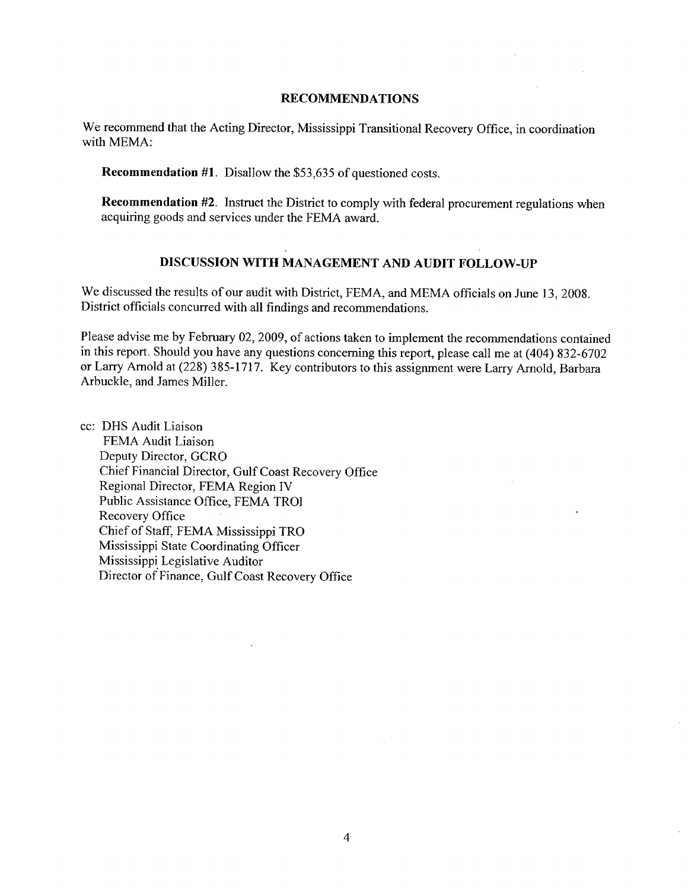## RECOMMENDATIONS

We recommend that the Acting Director, Mississippi Transitional Recovery Office, in coordination with MEMA:

**Recommendation #1**. Disallow the $53,635 of questioned costs.

**Recommendation #2**. Instruct the District to comply with federal procurement regulations when acquiring goods and services under the FEMA award.

## DISCUSSION WITH MANAGEMENT AND AUDIT FOLLOW-UP

We discussed the results of our audit with District, FEMA, and MEMA officials on June 13, 2008. District officials concurred with all findings and recommendations.

Please advise me by February 02, 2009, of actions taken to implement the recommendations contained in this report. Should you have any questions concerning this report, please call me at (404) 832-6702 or Larry Arnold at (228) 385-1717. Key contributors to this assignment were Larry Arnold, Barbara Arbuckle, and James Miller.

cc: DHS Audit Liaison
FEMA Audit Liaison
Deputy Director, GCRO
Chief Financial Director, Gulf Coast Recovery Office
Regional Director, FEMA Region IV
Public Assistance Office, FEMA TROl
Recovery Office
Chief of Staff, FEMA Mississippi TRO
Mississippi State Coordinating Officer
Mississippi Legislative Auditor
Director of Finance, Gulf Coast Recovery Office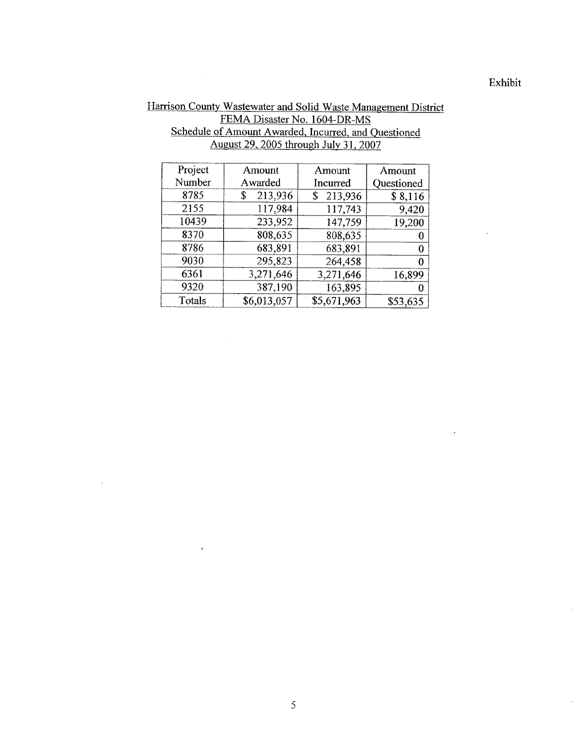Exhibit

Harrison County Wastewater and Solid Waste Management District
FEMA Disaster No. 1604-DR-MS
Schedule of Amount Awarded, Incurred, and Questioned
August 29, 2005 through July 31, 2007

| Project Number | Amount Awarded | Amount Incurred | Amount Questioned |
|---|---|---|---|
| 8785 | $ 213,936 | $ 213,936 | $ 8,116 |
| 2155 | 117,984 | 117,743 | 9,420 |
| 10439 | 233,952 | 147,759 | 19,200 |
| 8370 | 808,635 | 808,635 | 0 |
| 8786 | 683,891 | 683,891 | 0 |
| 9030 | 295,823 | 264,458 | 0 |
| 6361 | 3,271,646 | 3,271,646 | 16,899 |
| 9320 | 387,190 | 163,895 | 0 |
| Totals | $6,013,057 | $5,671,963 | $53,635 |